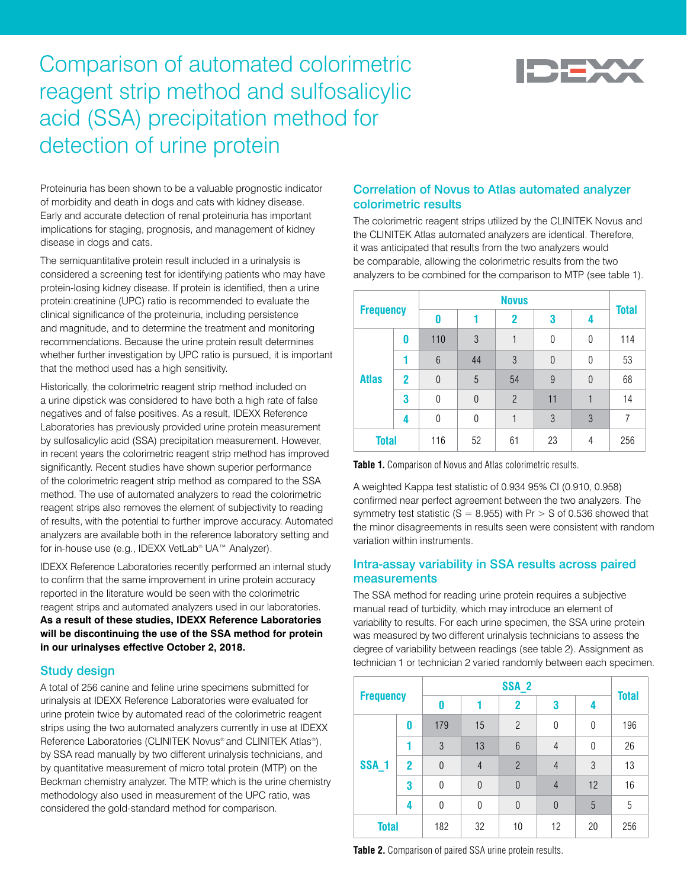# Comparison of automated colorimetric reagent strip method and sulfosalicylic acid (SSA) precipitation method for detection of urine protein

Proteinuria has been shown to be a valuable prognostic indicator of morbidity and death in dogs and cats with kidney disease. Early and accurate detection of renal proteinuria has important implications for staging, prognosis, and management of kidney disease in dogs and cats.

The semiquantitative protein result included in a urinalysis is considered a screening test for identifying patients who may have protein-losing kidney disease. If protein is identified, then a urine protein:creatinine (UPC) ratio is recommended to evaluate the clinical significance of the proteinuria, including persistence and magnitude, and to determine the treatment and monitoring recommendations. Because the urine protein result determines whether further investigation by UPC ratio is pursued, it is important that the method used has a high sensitivity.

Historically, the colorimetric reagent strip method included on a urine dipstick was considered to have both a high rate of false negatives and of false positives. As a result, IDEXX Reference Laboratories has previously provided urine protein measurement by sulfosalicylic acid (SSA) precipitation measurement. However, in recent years the colorimetric reagent strip method has improved significantly. Recent studies have shown superior performance of the colorimetric reagent strip method as compared to the SSA method. The use of automated analyzers to read the colorimetric reagent strips also removes the element of subjectivity to reading of results, with the potential to further improve accuracy. Automated analyzers are available both in the reference laboratory setting and for in-house use (e.g., IDEXX VetLab® UA™ Analyzer).

IDEXX Reference Laboratories recently performed an internal study to confirm that the same improvement in urine protein accuracy reported in the literature would be seen with the colorimetric reagent strips and automated analyzers used in our laboratories. **As a result of these studies, IDEXX Reference Laboratories will be discontinuing the use of the SSA method for protein in our urinalyses effective October 2, 2018.**

## Study design

A total of 256 canine and feline urine specimens submitted for urinalysis at IDEXX Reference Laboratories were evaluated for urine protein twice by automated read of the colorimetric reagent strips using the two automated analyzers currently in use at IDEXX Reference Laboratories (CLINITEK Novus® and CLINITEK Atlas®), by SSA read manually by two different urinalysis technicians, and by quantitative measurement of micro total protein (MTP) on the Beckman chemistry analyzer. The MTP, which is the urine chemistry methodology also used in measurement of the UPC ratio, was considered the gold-standard method for comparison.

## Correlation of Novus to Atlas automated analyzer colorimetric results

The colorimetric reagent strips utilized by the CLINITEK Novus and the CLINITEK Atlas automated analyzers are identical. Therefore, it was anticipated that results from the two analyzers would be comparable, allowing the colorimetric results from the two analyzers to be combined for the comparison to MTP (see table 1).

| Frequency | | Novus | | | | | Total |
|---|---|---|---|---|---|---|---|
| | | 0 | 1 | 2 | 3 | 4 | |
| Atlas | 0 | 110 | 3 | 1 | 0 | 0 | 114 |
| | 1 | 6 | 44 | 3 | 0 | 0 | 53 |
| | 2 | 0 | 5 | 54 | 9 | 0 | 68 |
| | 3 | 0 | 0 | 2 | 11 | 1 | 14 |
| | 4 | 0 | 0 | 1 | 3 | 3 | 7 |
| Total | | 116 | 52 | 61 | 23 | 4 | 256 |

**Table 1.** Comparison of Novus and Atlas colorimetric results.

A weighted Kappa test statistic of 0.934 95% CI (0.910, 0.958) confirmed near perfect agreement between the two analyzers. The symmetry test statistic ($S = 8.955$) with $Pr > S$ of 0.536 showed that the minor disagreements in results seen were consistent with random variation within instruments.

## Intra-assay variability in SSA results across paired measurements

The SSA method for reading urine protein requires a subjective manual read of turbidity, which may introduce an element of variability to results. For each urine specimen, the SSA urine protein was measured by two different urinalysis technicians to assess the degree of variability between readings (see table 2). Assignment as technician 1 or technician 2 varied randomly between each specimen.

| Frequency | | SSA_2 | | | | | Total |
|---|---|---|---|---|---|---|---|
| | | 0 | 1 | 2 | 3 | 4 | |
| SSA_1 | 0 | 179 | 15 | 2 | 0 | 0 | 196 |
| | 1 | 3 | 13 | 6 | 4 | 0 | 26 |
| | 2 | 0 | 4 | 2 | 4 | 3 | 13 |
| | 3 | 0 | 0 | 0 | 4 | 12 | 16 |
| | 4 | 0 | 0 | 0 | 0 | 5 | 5 |
| Total | | 182 | 32 | 10 | 12 | 20 | 256 |

**Table 2.** Comparison of paired SSA urine protein results.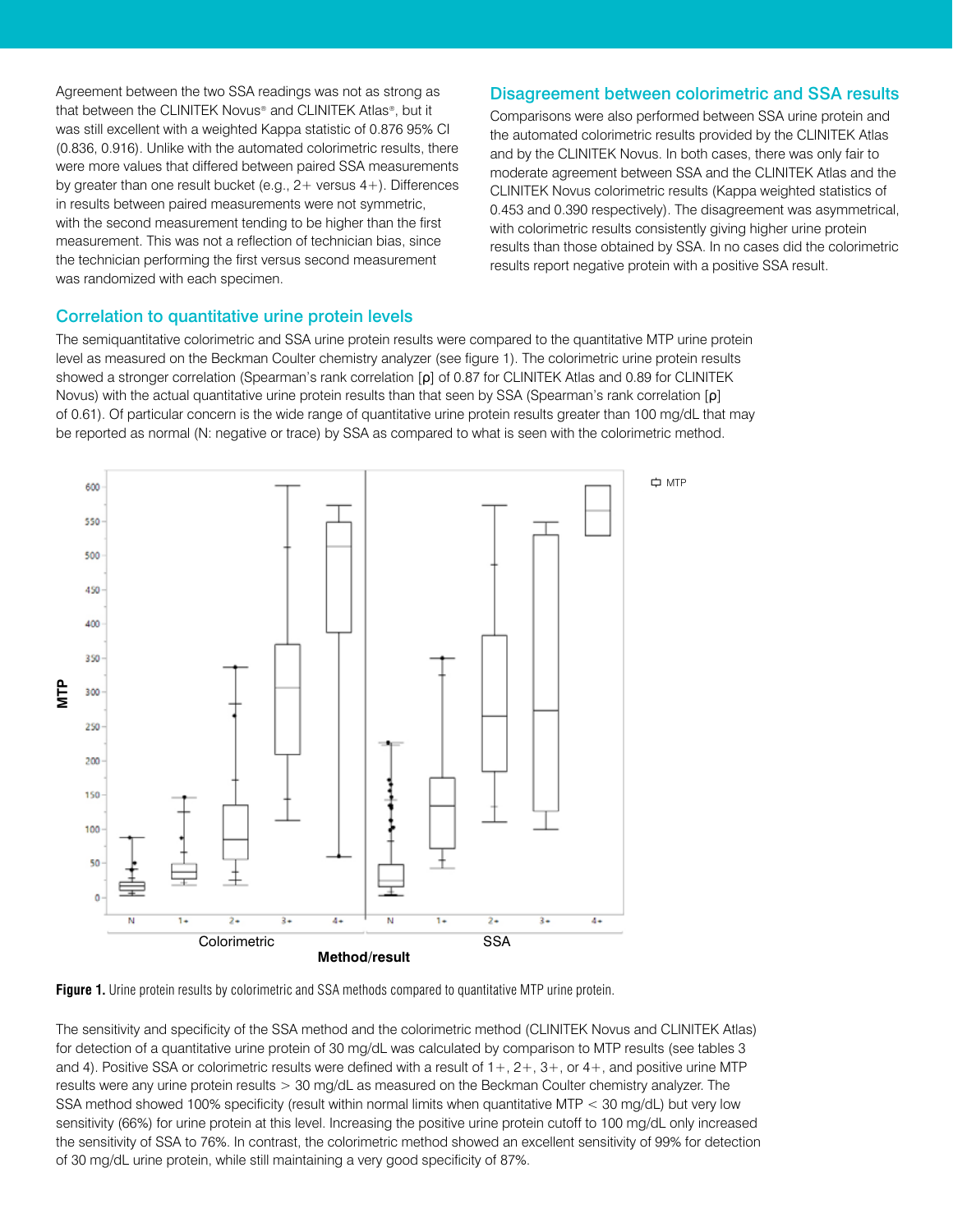Agreement between the two SSA readings was not as strong as that between the CLINITEK Novus® and CLINITEK Atlas®, but it was still excellent with a weighted Kappa statistic of 0.876 95% CI (0.836, 0.916). Unlike with the automated colorimetric results, there were more values that differed between paired SSA measurements by greater than one result bucket (e.g., 2+ versus 4+). Differences in results between paired measurements were not symmetric, with the second measurement tending to be higher than the first measurement. This was not a reflection of technician bias, since the technician performing the first versus second measurement was randomized with each specimen.

## Disagreement between colorimetric and SSA results

Comparisons were also performed between SSA urine protein and the automated colorimetric results provided by the CLINITEK Atlas and by the CLINITEK Novus. In both cases, there was only fair to moderate agreement between SSA and the CLINITEK Atlas and the CLINITEK Novus colorimetric results (Kappa weighted statistics of 0.453 and 0.390 respectively). The disagreement was asymmetrical, with colorimetric results consistently giving higher urine protein results than those obtained by SSA. In no cases did the colorimetric results report negative protein with a positive SSA result.

## Correlation to quantitative urine protein levels

The semiquantitative colorimetric and SSA urine protein results were compared to the quantitative MTP urine protein level as measured on the Beckman Coulter chemistry analyzer (see figure 1). The colorimetric urine protein results showed a stronger correlation (Spearman's rank correlation [ρ] of 0.87 for CLINITEK Atlas and 0.89 for CLINITEK Novus) with the actual quantitative urine protein results than that seen by SSA (Spearman's rank correlation [ρ] of 0.61). Of particular concern is the wide range of quantitative urine protein results greater than 100 mg/dL that may be reported as normal (N: negative or trace) by SSA as compared to what is seen with the colorimetric method.

**Figure 1.** Urine protein results by colorimetric and SSA methods compared to quantitative MTP urine protein.

The sensitivity and specificity of the SSA method and the colorimetric method (CLINITEK Novus and CLINITEK Atlas) for detection of a quantitative urine protein of 30 mg/dL was calculated by comparison to MTP results (see tables 3 and 4). Positive SSA or colorimetric results were defined with a result of 1+, 2+, 3+, or 4+, and positive urine MTP results were any urine protein results > 30 mg/dL as measured on the Beckman Coulter chemistry analyzer. The SSA method showed 100% specificity (result within normal limits when quantitative MTP < 30 mg/dL) but very low sensitivity (66%) for urine protein at this level. Increasing the positive urine protein cutoff to 100 mg/dL only increased the sensitivity of SSA to 76%. In contrast, the colorimetric method showed an excellent sensitivity of 99% for detection of 30 mg/dL urine protein, while still maintaining a very good specificity of 87%.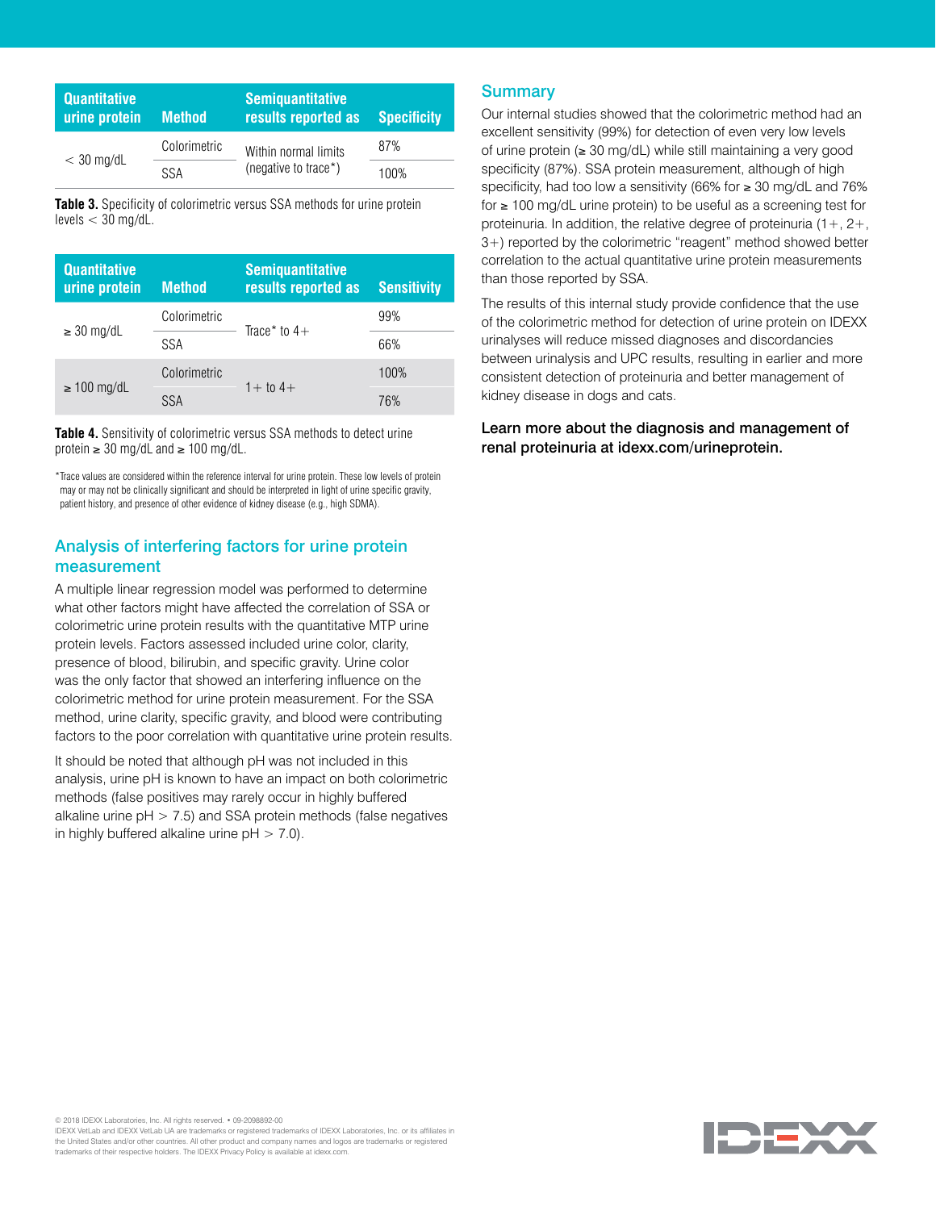| Quantitative urine protein | Method | Semiquantitative results reported as | Specificity |
|---|---|---|---|
| < 30 mg/dL | Colorimetric | Within normal limits (negative to trace*) | 87% |
| | SSA | | 100% |

**Table 3.** Specificity of colorimetric versus SSA methods for urine protein levels < 30 mg/dL.

| Quantitative urine protein | Method | Semiquantitative results reported as | Sensitivity |
|---|---|---|---|
| ≥ 30 mg/dL | Colorimetric | Trace* to 4+ | 99% |
| | SSA | | 66% |
| ≥ 100 mg/dL | Colorimetric | 1+ to 4+ | 100% |
| | SSA | | 76% |

**Table 4.** Sensitivity of colorimetric versus SSA methods to detect urine protein ≥ 30 mg/dL and ≥ 100 mg/dL.

*Trace values are considered within the reference interval for urine protein. These low levels of protein may or may not be clinically significant and should be interpreted in light of urine specific gravity, patient history, and presence of other evidence of kidney disease (e.g., high SDMA).

## Analysis of interfering factors for urine protein measurement

A multiple linear regression model was performed to determine what other factors might have affected the correlation of SSA or colorimetric urine protein results with the quantitative MTP urine protein levels. Factors assessed included urine color, clarity, presence of blood, bilirubin, and specific gravity. Urine color was the only factor that showed an interfering influence on the colorimetric method for urine protein measurement. For the SSA method, urine clarity, specific gravity, and blood were contributing factors to the poor correlation with quantitative urine protein results.

It should be noted that although pH was not included in this analysis, urine pH is known to have an impact on both colorimetric methods (false positives may rarely occur in highly buffered alkaline urine pH > 7.5) and SSA protein methods (false negatives in highly buffered alkaline urine pH > 7.0).

## Summary

Our internal studies showed that the colorimetric method had an excellent sensitivity (99%) for detection of even very low levels of urine protein (≥ 30 mg/dL) while still maintaining a very good specificity (87%). SSA protein measurement, although of high specificity, had too low a sensitivity (66% for ≥ 30 mg/dL and 76% for ≥ 100 mg/dL urine protein) to be useful as a screening test for proteinuria. In addition, the relative degree of proteinuria (1+, 2+, 3+) reported by the colorimetric "reagent" method showed better correlation to the actual quantitative urine protein measurements than those reported by SSA.

The results of this internal study provide confidence that the use of the colorimetric method for detection of urine protein on IDEXX urinalyses will reduce missed diagnoses and discordancies between urinalysis and UPC results, resulting in earlier and more consistent detection of proteinuria and better management of kidney disease in dogs and cats.

**Learn more about the diagnosis and management of renal proteinuria at idexx.com/urineprotein.**

© 2018 IDEXX Laboratories, Inc. All rights reserved. • 09-2098892-00
IDEXX VetLab and IDEXX VetLab UA are trademarks or registered trademarks of IDEXX Laboratories, Inc. or its affiliates in the United States and/or other countries. All other product and company names and logos are trademarks or registered trademarks of their respective holders. The IDEXX Privacy Policy is available at idexx.com.

IDEXX